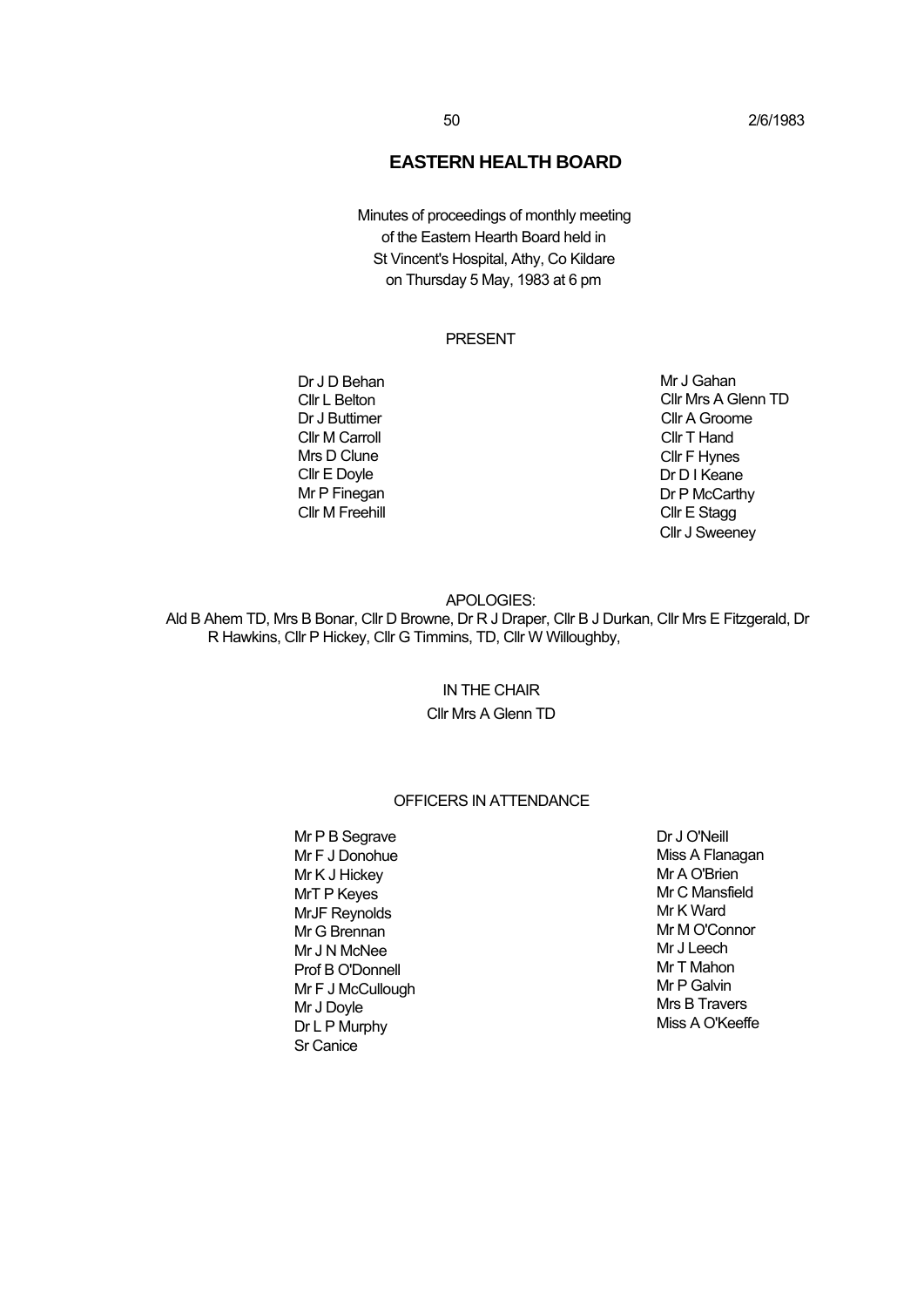# EASTERN HEALTH BOARD

Minutes of proceedings of monthly meeting
of the Eastern Hearth Board held in
St Vincent's Hospital, Athy, Co Kildare
on Thursday 5 May, 1983 at 6 pm

## PRESENT

Dr J D Behan
Cllr L Belton
Dr J Buttimer
Cllr M Carroll
Mrs D Clune
Cllr E Doyle
Mr P Finegan
Cllr M Freehill
Mr J Gahan
Cllr Mrs A Glenn TD
Cllr A Groome
Cllr T Hand
Cllr F Hynes
Dr D I Keane
Dr P McCarthy
Cllr E Stagg
Cllr J Sweeney

## APOLOGIES:

Ald B Ahem TD, Mrs B Bonar, Cllr D Browne, Dr R J Draper, Cllr B J Durkan, Cllr Mrs E Fitzgerald, Dr R Hawkins, Cllr P Hickey, Cllr G Timmins, TD, Cllr W Willoughby,

## IN THE CHAIR

Cllr Mrs A Glenn TD

## OFFICERS IN ATTENDANCE

Mr P B Segrave
Mr F J Donohue
Mr K J Hickey
MrT P Keyes
MrJF Reynolds
Mr G Brennan
Mr J N McNee
Prof B O'Donnell
Mr F J McCullough
Mr J Doyle
Dr L P Murphy
Sr Canice
Dr J O'Neill
Miss A Flanagan
Mr A O'Brien
Mr C Mansfield
Mr K Ward
Mr M O'Connor
Mr J Leech
Mr T Mahon
Mr P Galvin
Mrs B Travers
Miss A O'Keeffe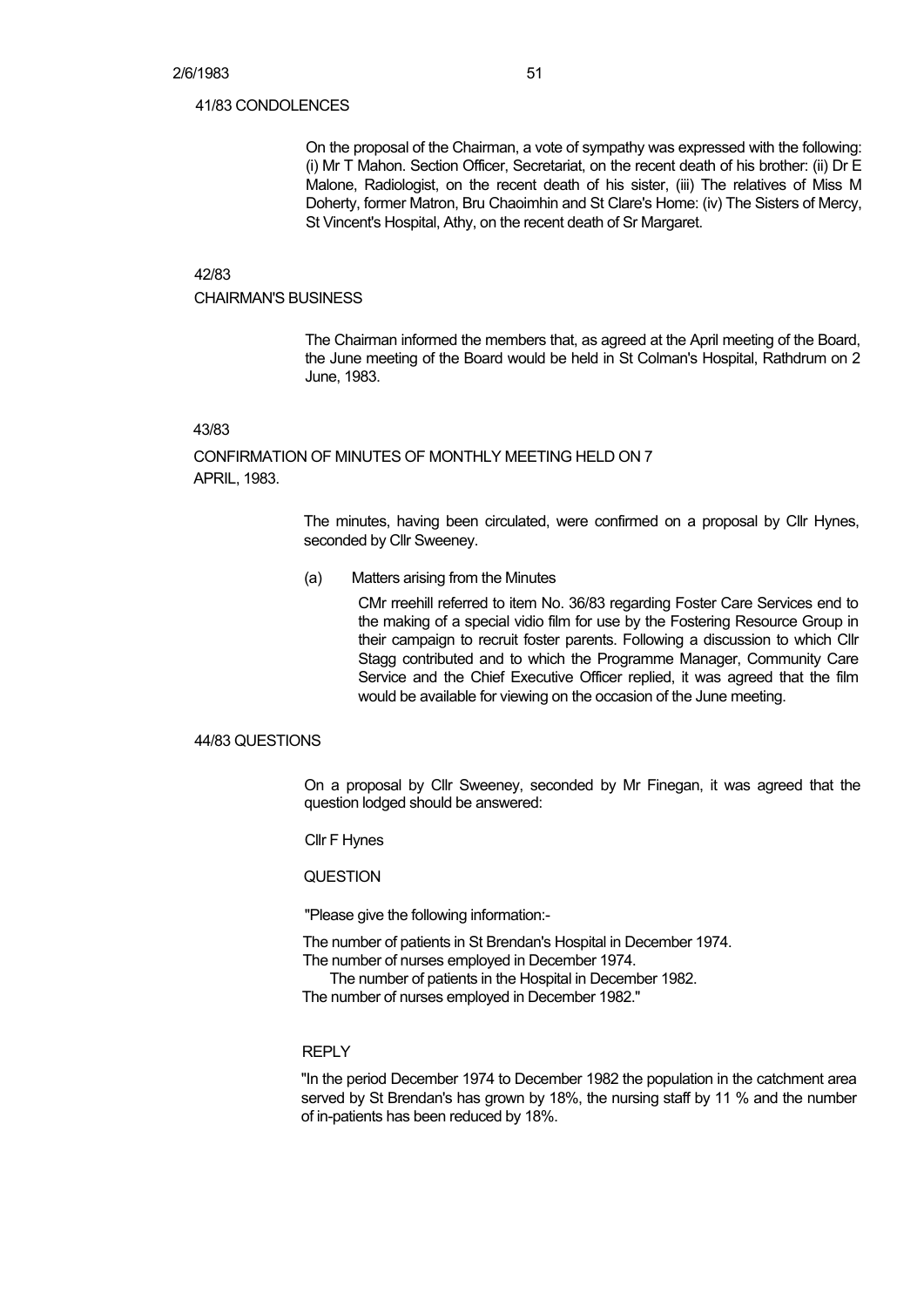41/83 CONDOLENCES

On the proposal of the Chairman, a vote of sympathy was expressed with the following: (i) Mr T Mahon. Section Officer, Secretariat, on the recent death of his brother: (ii) Dr E Malone, Radiologist, on the recent death of his sister, (iii) The relatives of Miss M Doherty, former Matron, Bru Chaoimhin and St Clare's Home: (iv) The Sisters of Mercy, St Vincent's Hospital, Athy, on the recent death of Sr Margaret.

42/83

CHAIRMAN'S BUSINESS

The Chairman informed the members that, as agreed at the April meeting of the Board, the June meeting of the Board would be held in St Colman's Hospital, Rathdrum on 2 June, 1983.

43/83

CONFIRMATION OF MINUTES OF MONTHLY MEETING HELD ON 7 APRIL, 1983.

The minutes, having been circulated, were confirmed on a proposal by Cllr Hynes, seconded by Cllr Sweeney.

(a) Matters arising from the Minutes

CMr rreehill referred to item No. 36/83 regarding Foster Care Services end to the making of a special vidio film for use by the Fostering Resource Group in their campaign to recruit foster parents. Following a discussion to which Cllr Stagg contributed and to which the Programme Manager, Community Care Service and the Chief Executive Officer replied, it was agreed that the film would be available for viewing on the occasion of the June meeting.

44/83 QUESTIONS

On a proposal by Cllr Sweeney, seconded by Mr Finegan, it was agreed that the question lodged should be answered:

Cllr F Hynes

QUESTION

"Please give the following information:-

The number of patients in St Brendan's Hospital in December 1974.
The number of nurses employed in December 1974.
The number of patients in the Hospital in December 1982.
The number of nurses employed in December 1982."

REPLY

"In the period December 1974 to December 1982 the population in the catchment area served by St Brendan's has grown by 18%, the nursing staff by 11 % and the number of in-patients has been reduced by 18%.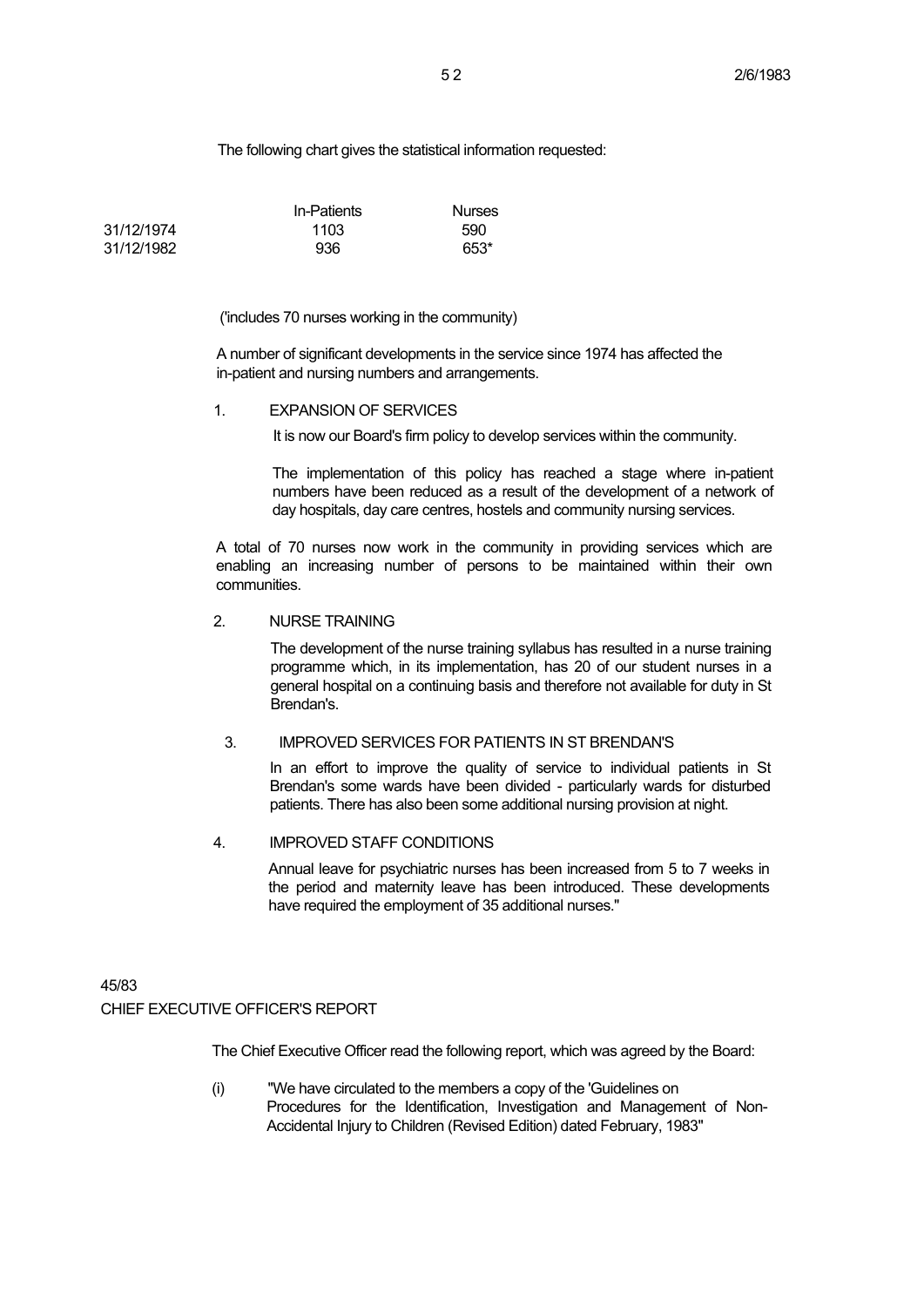The following chart gives the statistical information requested:

| | In-Patients | Nurses |
|---|---|---|
| 31/12/1974 | 1103 | 590 |
| 31/12/1982 | 936 | 653* |

('includes 70 nurses working in the community)

A number of significant developments in the service since 1974 has affected the in-patient and nursing numbers and arrangements.

1. EXPANSION OF SERVICES

   It is now our Board's firm policy to develop services within the community.

   The implementation of this policy has reached a stage where in-patient numbers have been reduced as a result of the development of a network of day hospitals, day care centres, hostels and community nursing services.

A total of 70 nurses now work in the community in providing services which are enabling an increasing number of persons to be maintained within their own communities.

2. NURSE TRAINING

   The development of the nurse training syllabus has resulted in a nurse training programme which, in its implementation, has 20 of our student nurses in a general hospital on a continuing basis and therefore not available for duty in St Brendan's.

3. IMPROVED SERVICES FOR PATIENTS IN ST BRENDAN'S

   In an effort to improve the quality of service to individual patients in St Brendan's some wards have been divided - particularly wards for disturbed patients. There has also been some additional nursing provision at night.

4. IMPROVED STAFF CONDITIONS

   Annual leave for psychiatric nurses has been increased from 5 to 7 weeks in the period and maternity leave has been introduced. These developments have required the employment of 35 additional nurses."

45/83

CHIEF EXECUTIVE OFFICER'S REPORT

The Chief Executive Officer read the following report, which was agreed by the Board:

(i) "We have circulated to the members a copy of the 'Guidelines on Procedures for the Identification, Investigation and Management of Non-Accidental Injury to Children (Revised Edition) dated February, 1983"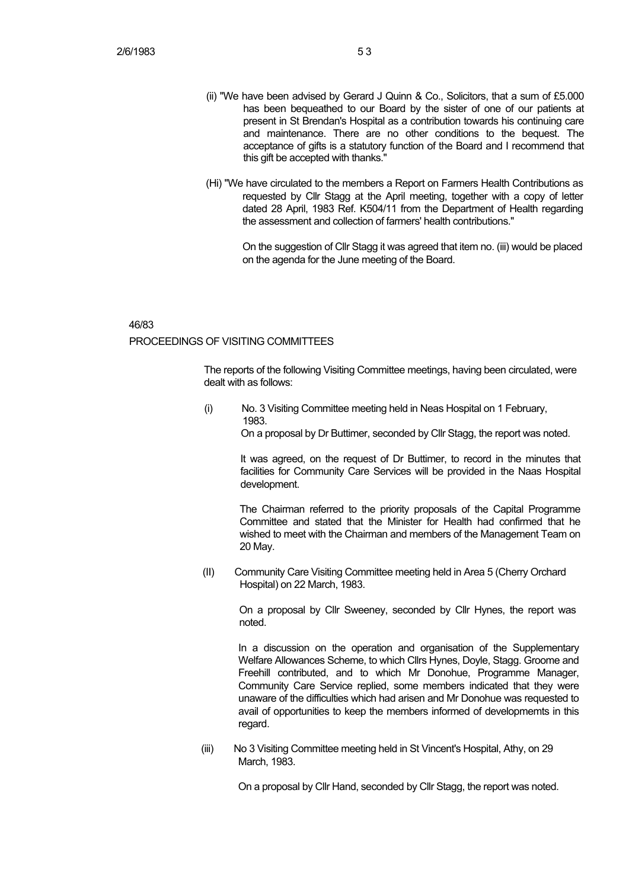(ii) "We have been advised by Gerard J Quinn & Co., Solicitors, that a sum of £5.000 has been bequeathed to our Board by the sister of one of our patients at present in St Brendan's Hospital as a contribution towards his continuing care and maintenance. There are no other conditions to the bequest. The acceptance of gifts is a statutory function of the Board and I recommend that this gift be accepted with thanks."

(Hi) "We have circulated to the members a Report on Farmers Health Contributions as requested by Cllr Stagg at the April meeting, together with a copy of letter dated 28 April, 1983 Ref. K504/11 from the Department of Health regarding the assessment and collection of farmers' health contributions."

On the suggestion of Cllr Stagg it was agreed that item no. (iii) would be placed on the agenda for the June meeting of the Board.

46/83

PROCEEDINGS OF VISITING COMMITTEES

The reports of the following Visiting Committee meetings, having been circulated, were dealt with as follows:

(i) No. 3 Visiting Committee meeting held in Neas Hospital on 1 February, 1983.

On a proposal by Dr Buttimer, seconded by Cllr Stagg, the report was noted.

It was agreed, on the request of Dr Buttimer, to record in the minutes that facilities for Community Care Services will be provided in the Naas Hospital development.

The Chairman referred to the priority proposals of the Capital Programme Committee and stated that the Minister for Health had confirmed that he wished to meet with the Chairman and members of the Management Team on 20 May.

(II) Community Care Visiting Committee meeting held in Area 5 (Cherry Orchard Hospital) on 22 March, 1983.

On a proposal by Cllr Sweeney, seconded by Cllr Hynes, the report was noted.

In a discussion on the operation and organisation of the Supplementary Welfare Allowances Scheme, to which Cllrs Hynes, Doyle, Stagg. Groome and Freehill contributed, and to which Mr Donohue, Programme Manager, Community Care Service replied, some members indicated that they were unaware of the difficulties which had arisen and Mr Donohue was requested to avail of opportunities to keep the members informed of developmemts in this regard.

(iii) No 3 Visiting Committee meeting held in St Vincent's Hospital, Athy, on 29 March, 1983.

On a proposal by Cllr Hand, seconded by Cllr Stagg, the report was noted.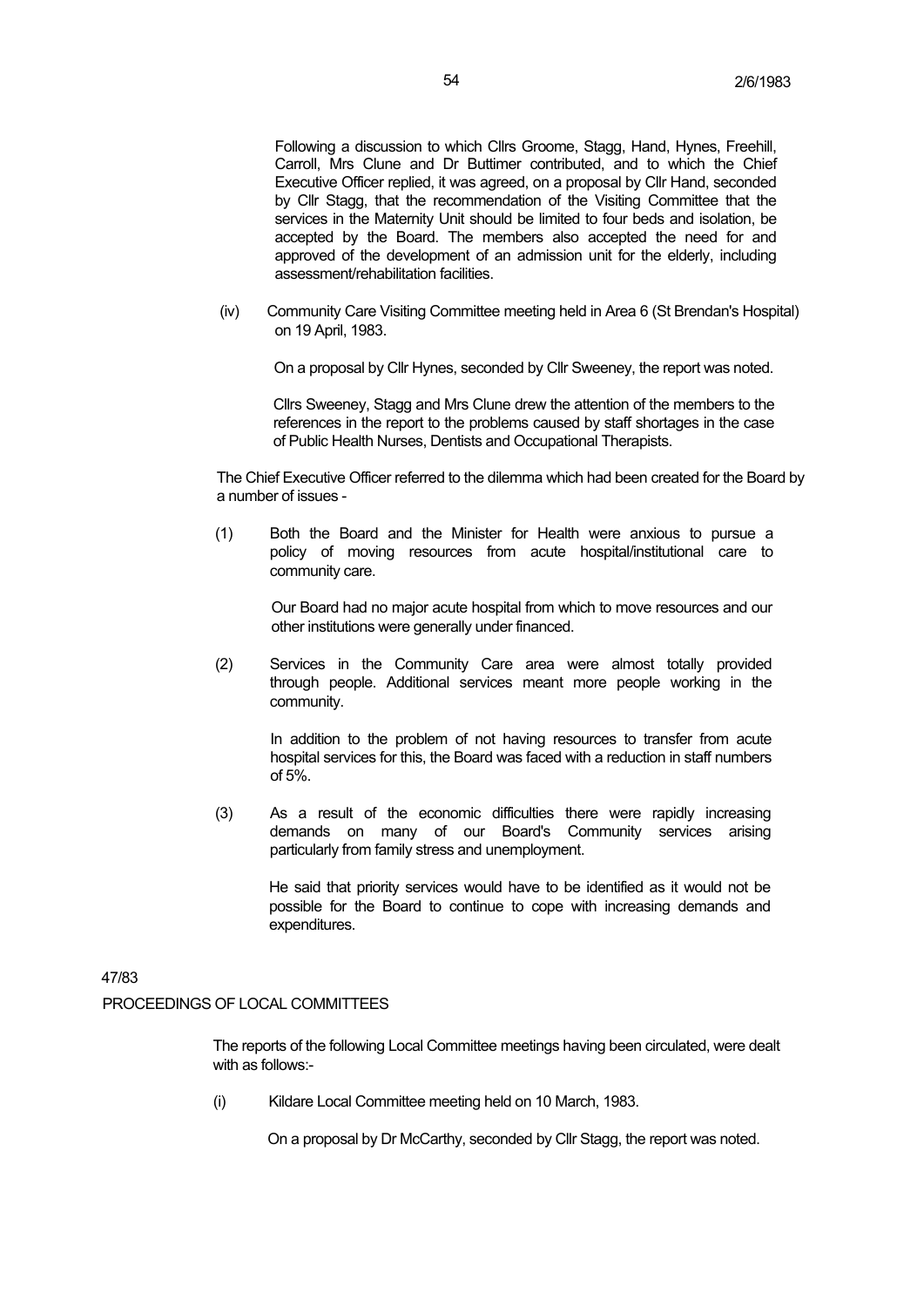Following a discussion to which Cllrs Groome, Stagg, Hand, Hynes, Freehill, Carroll, Mrs Clune and Dr Buttimer contributed, and to which the Chief Executive Officer replied, it was agreed, on a proposal by Cllr Hand, seconded by Cllr Stagg, that the recommendation of the Visiting Committee that the services in the Maternity Unit should be limited to four beds and isolation, be accepted by the Board. The members also accepted the need for and approved of the development of an admission unit for the elderly, including assessment/rehabilitation facilities.

(iv) Community Care Visiting Committee meeting held in Area 6 (St Brendan's Hospital) on 19 April, 1983.

On a proposal by Cllr Hynes, seconded by Cllr Sweeney, the report was noted.

Cllrs Sweeney, Stagg and Mrs Clune drew the attention of the members to the references in the report to the problems caused by staff shortages in the case of Public Health Nurses, Dentists and Occupational Therapists.

The Chief Executive Officer referred to the dilemma which had been created for the Board by a number of issues -

(1) Both the Board and the Minister for Health were anxious to pursue a policy of moving resources from acute hospital/institutional care to community care.

Our Board had no major acute hospital from which to move resources and our other institutions were generally under financed.

(2) Services in the Community Care area were almost totally provided through people. Additional services meant more people working in the community.

In addition to the problem of not having resources to transfer from acute hospital services for this, the Board was faced with a reduction in staff numbers of 5%.

(3) As a result of the economic difficulties there were rapidly increasing demands on many of our Board's Community services arising particularly from family stress and unemployment.

He said that priority services would have to be identified as it would not be possible for the Board to continue to cope with increasing demands and expenditures.

47/83

PROCEEDINGS OF LOCAL COMMITTEES

The reports of the following Local Committee meetings having been circulated, were dealt with as follows:-

(i) Kildare Local Committee meeting held on 10 March, 1983.

On a proposal by Dr McCarthy, seconded by Cllr Stagg, the report was noted.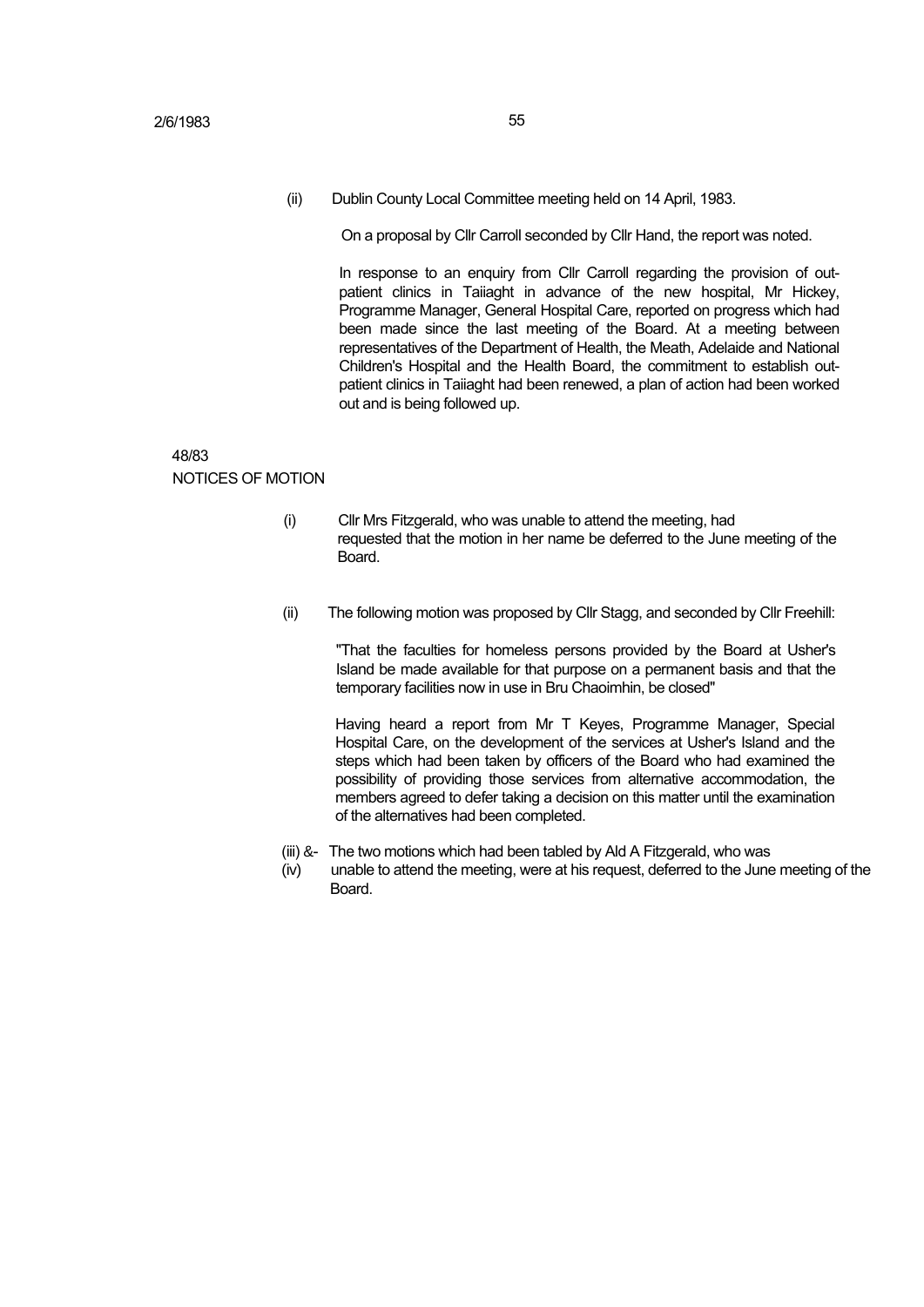(ii) Dublin County Local Committee meeting held on 14 April, 1983.

On a proposal by Cllr Carroll seconded by Cllr Hand, the report was noted.

In response to an enquiry from Cllr Carroll regarding the provision of out-patient clinics in Taiiaght in advance of the new hospital, Mr Hickey, Programme Manager, General Hospital Care, reported on progress which had been made since the last meeting of the Board. At a meeting between representatives of the Department of Health, the Meath, Adelaide and National Children's Hospital and the Health Board, the commitment to establish out-patient clinics in Taiiaght had been renewed, a plan of action had been worked out and is being followed up.

48/83

NOTICES OF MOTION

(i) Cllr Mrs Fitzgerald, who was unable to attend the meeting, had requested that the motion in her name be deferred to the June meeting of the Board.

(ii) The following motion was proposed by Cllr Stagg, and seconded by Cllr Freehill:

"That the faculties for homeless persons provided by the Board at Usher's Island be made available for that purpose on a permanent basis and that the temporary facilities now in use in Bru Chaoimhin, be closed"

Having heard a report from Mr T Keyes, Programme Manager, Special Hospital Care, on the development of the services at Usher's Island and the steps which had been taken by officers of the Board who had examined the possibility of providing those services from alternative accommodation, the members agreed to defer taking a decision on this matter until the examination of the alternatives had been completed.

(iii) &- (iv) The two motions which had been tabled by Ald A Fitzgerald, who was unable to attend the meeting, were at his request, deferred to the June meeting of the Board.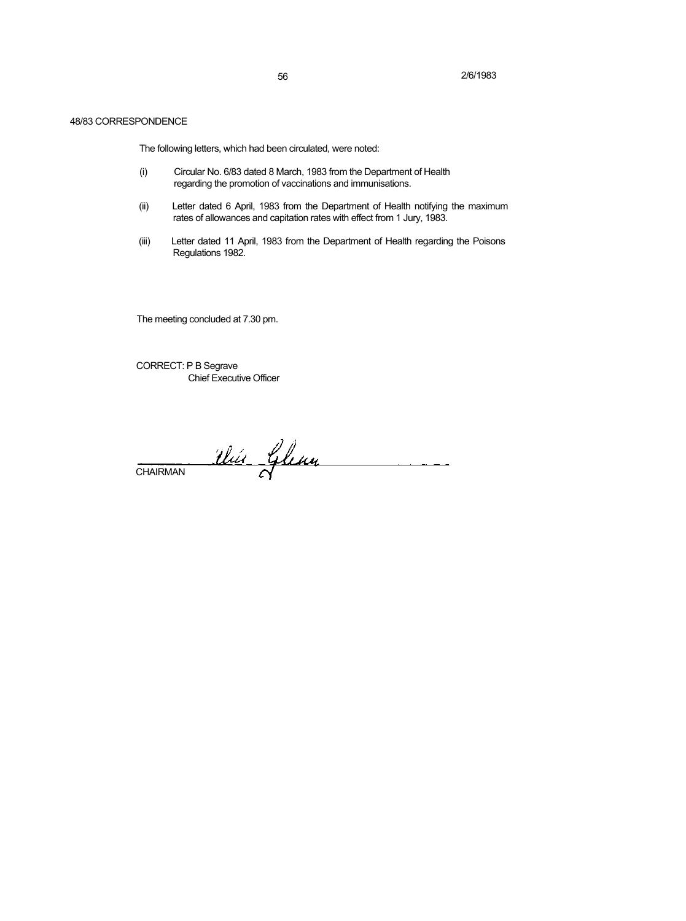## 48/83 CORRESPONDENCE

The following letters, which had been circulated, were noted:

(i) Circular No. 6/83 dated 8 March, 1983 from the Department of Health regarding the promotion of vaccinations and immunisations.

(ii) Letter dated 6 April, 1983 from the Department of Health notifying the maximum rates of allowances and capitation rates with effect from 1 Jury, 1983.

(iii) Letter dated 11 April, 1983 from the Department of Health regarding the Poisons Regulations 1982.

The meeting concluded at 7.30 pm.

CORRECT: P B Segrave
Chief Executive Officer

CHAIRMAN